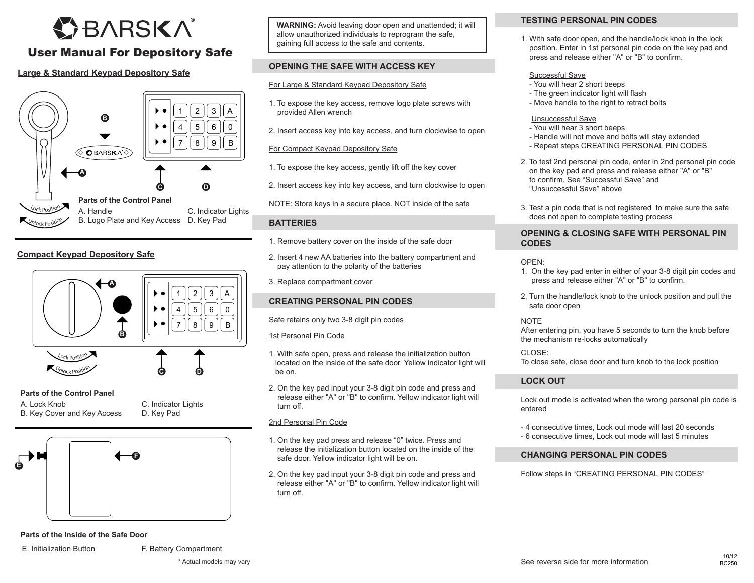# BARSKA®

## User Manual For Depository Safe

### Large & Standard Keypad Depository Safe

Lock Position

Unlock Position

**Parts of the Control Panel**

A. Handle
B. Logo Plate and Key Access
C. Indicator Lights
D. Key Pad

### Compact Keypad Depository Safe

Lock Position

Unlock Position

**Parts of the Control Panel**

A. Lock Knob
B. Key Cover and Key Access
C. Indicator Lights
D. Key Pad

**Parts of the Inside of the Safe Door**

E. Initialization Button
F. Battery Compartment

\* Actual models may vary

**WARNING:** Avoid leaving door open and unattended; it will allow unauthorized individuals to reprogram the safe, gaining full access to the safe and contents.

### OPENING THE SAFE WITH ACCESS KEY

For Large & Standard Keypad Depository Safe

1. To expose the key access, remove logo plate screws with provided Allen wrench
2. Insert access key into key access, and turn clockwise to open

For Compact Keypad Depository Safe

1. To expose the key access, gently lift off the key cover
2. Insert access key into key access, and turn clockwise to open

NOTE: Store keys in a secure place. NOT inside of the safe

### BATTERIES

1. Remove battery cover on the inside of the safe door
2. Insert 4 new AA batteries into the battery compartment and pay attention to the polarity of the batteries
3. Replace compartment cover

### CREATING PERSONAL PIN CODES

Safe retains only two 3-8 digit pin codes

1st Personal Pin Code

1. With safe open, press and release the initialization button located on the inside of the safe door. Yellow indicator light will be on.
2. On the key pad input your 3-8 digit pin code and press and release either "A" or "B" to confirm. Yellow indicator light will turn off.

2nd Personal Pin Code

1. On the key pad press and release "0" twice. Press and release the initialization button located on the inside of the safe door. Yellow indicator light will be on.
2. On the key pad input your 3-8 digit pin code and press and release either "A" or "B" to confirm. Yellow indicator light will turn off.

### TESTING PERSONAL PIN CODES

1. With safe door open, and the handle/lock knob in the lock position. Enter in 1st personal pin code on the key pad and press and release either "A" or "B" to confirm.

   Successful Save
   - You will hear 2 short beeps
   - The green indicator light will flash
   - Move handle to the right to retract bolts

   Unsuccessful Save
   - You will hear 3 short beeps
   - Handle will not move and bolts will stay extended
   - Repeat steps CREATING PERSONAL PIN CODES

2. To test 2nd personal pin code, enter in 2nd personal pin code on the key pad and press and release either "A" or "B" to confirm. See "Successful Save" and "Unsuccessful Save" above
3. Test a pin code that is not registered to make sure the safe does not open to complete testing process

### OPENING & CLOSING SAFE WITH PERSONAL PIN CODES

OPEN:

1. On the key pad enter in either of your 3-8 digit pin codes and press and release either "A" or "B" to confirm.
2. Turn the handle/lock knob to the unlock position and pull the safe door open

NOTE
After entering pin, you have 5 seconds to turn the knob before the mechanism re-locks automatically

CLOSE:
To close safe, close door and turn knob to the lock position

### LOCK OUT

Lock out mode is activated when the wrong personal pin code is entered

- 4 consecutive times, Lock out mode will last 20 seconds
- 6 consecutive times, Lock out mode will last 5 minutes

### CHANGING PERSONAL PIN CODES

Follow steps in "CREATING PERSONAL PIN CODES"

See reverse side for more information

10/12
BC250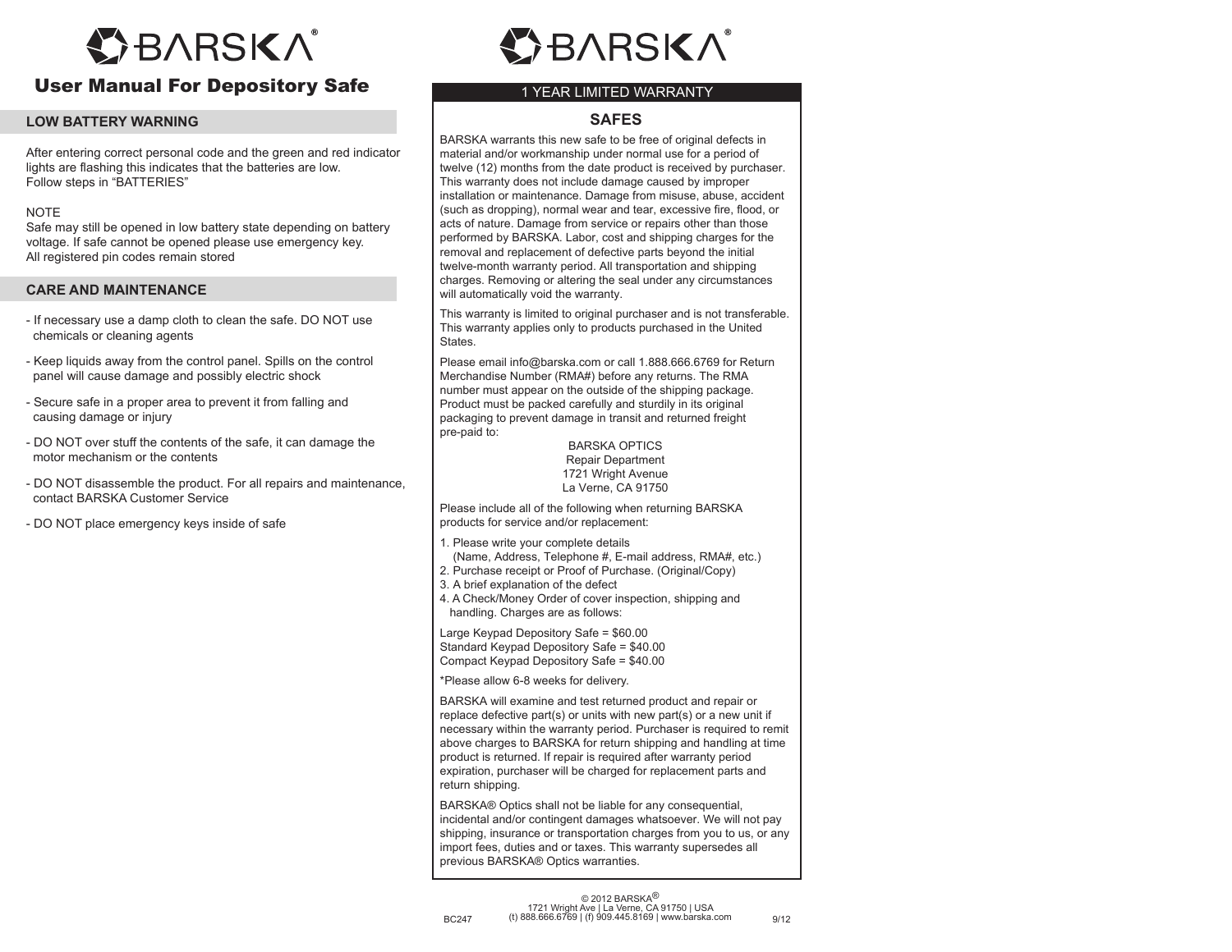# BARSKA®

## User Manual For Depository Safe

### LOW BATTERY WARNING

After entering correct personal code and the green and red indicator lights are flashing this indicates that the batteries are low.
Follow steps in “BATTERIES”

NOTE
Safe may still be opened in low battery state depending on battery voltage. If safe cannot be opened please use emergency key.
All registered pin codes remain stored

### CARE AND MAINTENANCE

- If necessary use a damp cloth to clean the safe. DO NOT use chemicals or cleaning agents
- Keep liquids away from the control panel. Spills on the control panel will cause damage and possibly electric shock
- Secure safe in a proper area to prevent it from falling and causing damage or injury
- DO NOT over stuff the contents of the safe, it can damage the motor mechanism or the contents
- DO NOT disassemble the product. For all repairs and maintenance, contact BARSKA Customer Service
- DO NOT place emergency keys inside of safe

# BARSKA®

## 1 YEAR LIMITED WARRANTY

### SAFES

BARSKA warrants this new safe to be free of original defects in material and/or workmanship under normal use for a period of twelve (12) months from the date product is received by purchaser. This warranty does not include damage caused by improper installation or maintenance. Damage from misuse, abuse, accident (such as dropping), normal wear and tear, excessive fire, flood, or acts of nature. Damage from service or repairs other than those performed by BARSKA. Labor, cost and shipping charges for the removal and replacement of defective parts beyond the initial twelve-month warranty period. All transportation and shipping charges. Removing or altering the seal under any circumstances will automatically void the warranty.

This warranty is limited to original purchaser and is not transferable. This warranty applies only to products purchased in the United States.

Please email info@barska.com or call 1.888.666.6769 for Return Merchandise Number (RMA#) before any returns. The RMA number must appear on the outside of the shipping package. Product must be packed carefully and sturdily in its original packaging to prevent damage in transit and returned freight pre-paid to:

BARSKA OPTICS
Repair Department
1721 Wright Avenue
La Verne, CA 91750

Please include all of the following when returning BARSKA products for service and/or replacement:

1. Please write your complete details
   (Name, Address, Telephone #, E-mail address, RMA#, etc.)
2. Purchase receipt or Proof of Purchase. (Original/Copy)
3. A brief explanation of the defect
4. A Check/Money Order of cover inspection, shipping and handling. Charges are as follows:

Large Keypad Depository Safe = $60.00
Standard Keypad Depository Safe = $40.00
Compact Keypad Depository Safe = $40.00

*Please allow 6-8 weeks for delivery.

BARSKA will examine and test returned product and repair or replace defective part(s) or units with new part(s) or a new unit if necessary within the warranty period. Purchaser is required to remit above charges to BARSKA for return shipping and handling at time product is returned. If repair is required after warranty period expiration, purchaser will be charged for replacement parts and return shipping.

BARSKA® Optics shall not be liable for any consequential, incidental and/or contingent damages whatsoever. We will not pay shipping, insurance or transportation charges from you to us, or any import fees, duties and or taxes. This warranty supersedes all previous BARSKA® Optics warranties.

© 2012 BARSKA®
1721 Wright Ave | La Verne, CA 91750 | USA
(t) 888.666.6769 | (f) 909.445.8169 | www.barska.com

BC247 9/12